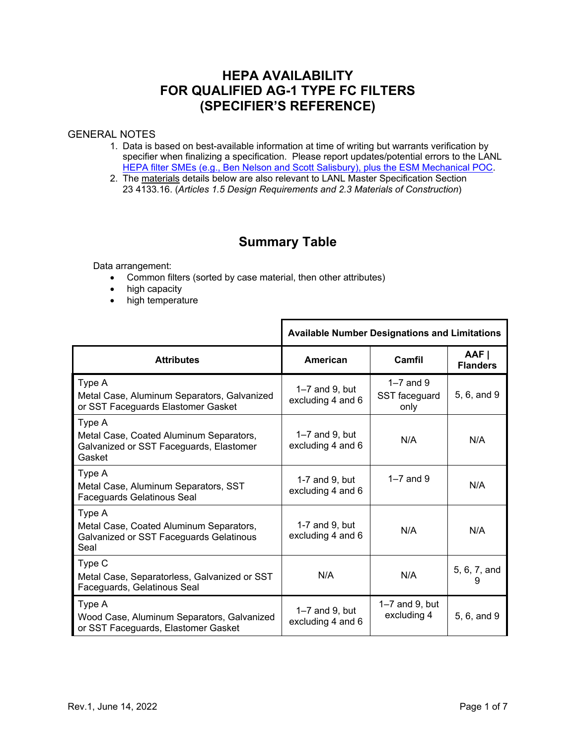# HEPA AVAILABILITY
# FOR QUALIFIED AG-1 TYPE FC FILTERS
# (SPECIFIER'S REFERENCE)

GENERAL NOTES

1. Data is based on best-available information at time of writing but warrants verification by specifier when finalizing a specification. Please report updates/potential errors to the LANL [HEPA filter SMEs (e.g., Ben Nelson and Scott Salisbury), plus the ESM Mechanical POC](#).
2. The materials details below are also relevant to LANL Master Specification Section 23 4133.16. (*Articles 1.5 Design Requirements and 2.3 Materials of Construction*)

## Summary Table

Data arrangement:

- Common filters (sorted by case material, then other attributes)
- high capacity
- high temperature

| | **Available Number Designations and Limitations** | | |
|---|---|---|---|
| **Attributes** | **American** | **Camfil** | **AAF \| Flanders** |
| Type A<br>Metal Case, Aluminum Separators, Galvanized or SST Faceguards Elastomer Gasket | 1–7 and 9, but excluding 4 and 6 | 1–7 and 9 SST faceguard only | 5, 6, and 9 |
| Type A<br>Metal Case, Coated Aluminum Separators, Galvanized or SST Faceguards, Elastomer Gasket | 1–7 and 9, but excluding 4 and 6 | N/A | N/A |
| Type A<br>Metal Case, Aluminum Separators, SST Faceguards Gelatinous Seal | 1-7 and 9, but excluding 4 and 6 | 1–7 and 9 | N/A |
| Type A<br>Metal Case, Coated Aluminum Separators, Galvanized or SST Faceguards Gelatinous Seal | 1-7 and 9, but excluding 4 and 6 | N/A | N/A |
| Type C<br>Metal Case, Separatorless, Galvanized or SST Faceguards, Gelatinous Seal | N/A | N/A | 5, 6, 7, and 9 |
| Type A<br>Wood Case, Aluminum Separators, Galvanized or SST Faceguards, Elastomer Gasket | 1–7 and 9, but excluding 4 and 6 | 1–7 and 9, but excluding 4 | 5, 6, and 9 |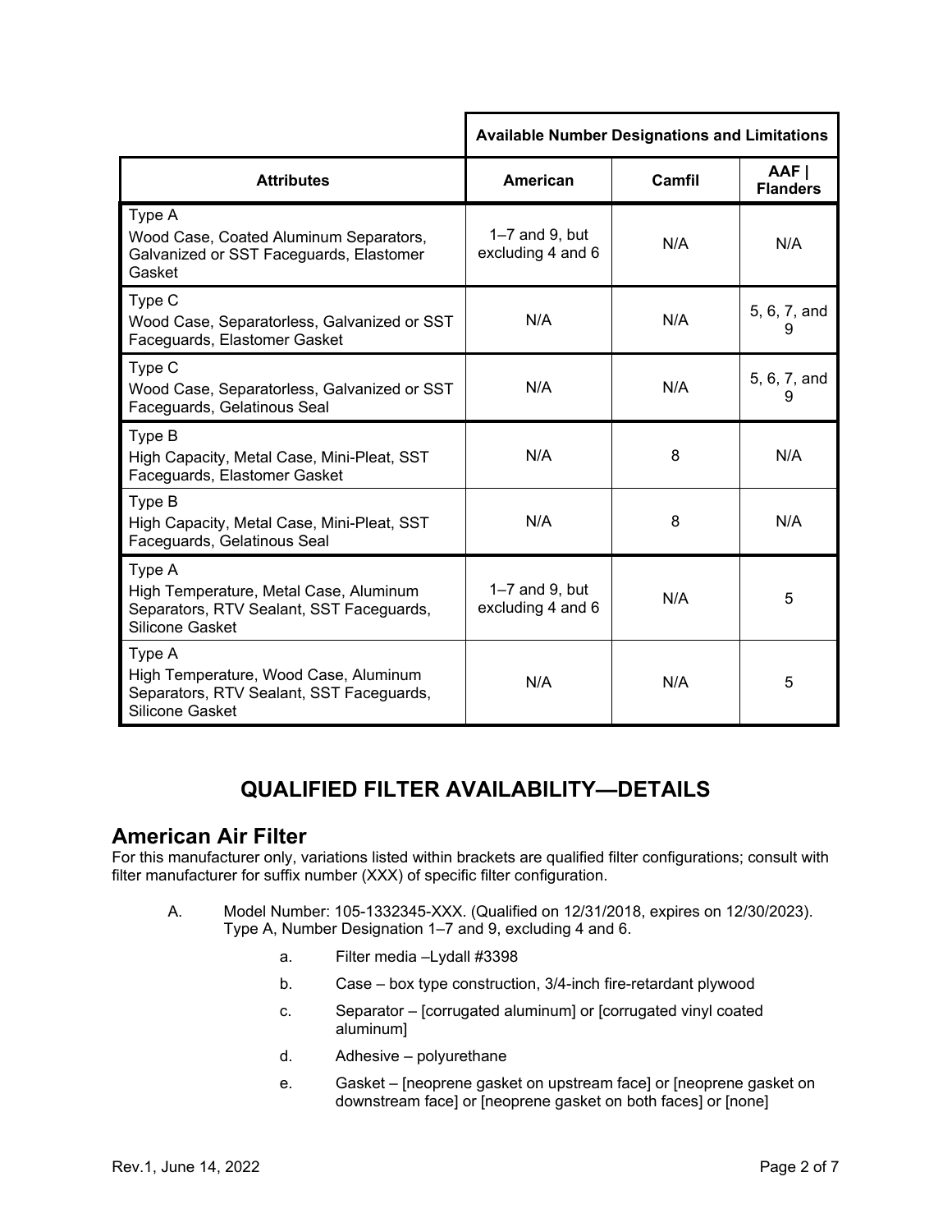| | Available Number Designations and Limitations | | |
|---|---|---|---|
| **Attributes** | **American** | **Camfil** | **AAF \| Flanders** |
| Type A<br>Wood Case, Coated Aluminum Separators, Galvanized or SST Faceguards, Elastomer Gasket | 1–7 and 9, but excluding 4 and 6 | N/A | N/A |
| Type C<br>Wood Case, Separatorless, Galvanized or SST Faceguards, Elastomer Gasket | N/A | N/A | 5, 6, 7, and 9 |
| Type C<br>Wood Case, Separatorless, Galvanized or SST Faceguards, Gelatinous Seal | N/A | N/A | 5, 6, 7, and 9 |
| Type B<br>High Capacity, Metal Case, Mini-Pleat, SST Faceguards, Elastomer Gasket | N/A | 8 | N/A |
| Type B<br>High Capacity, Metal Case, Mini-Pleat, SST Faceguards, Gelatinous Seal | N/A | 8 | N/A |
| Type A<br>High Temperature, Metal Case, Aluminum Separators, RTV Sealant, SST Faceguards, Silicone Gasket | 1–7 and 9, but excluding 4 and 6 | N/A | 5 |
| Type A<br>High Temperature, Wood Case, Aluminum Separators, RTV Sealant, SST Faceguards, Silicone Gasket | N/A | N/A | 5 |

# QUALIFIED FILTER AVAILABILITY—DETAILS

## American Air Filter

For this manufacturer only, variations listed within brackets are qualified filter configurations; consult with filter manufacturer for suffix number (XXX) of specific filter configuration.

A. Model Number: 105-1332345-XXX. (Qualified on 12/31/2018, expires on 12/30/2023). Type A, Number Designation 1–7 and 9, excluding 4 and 6.

   a. Filter media –Lydall #3398

   b. Case – box type construction, 3/4-inch fire-retardant plywood

   c. Separator – [corrugated aluminum] or [corrugated vinyl coated aluminum]

   d. Adhesive – polyurethane

   e. Gasket – [neoprene gasket on upstream face] or [neoprene gasket on downstream face] or [neoprene gasket on both faces] or [none]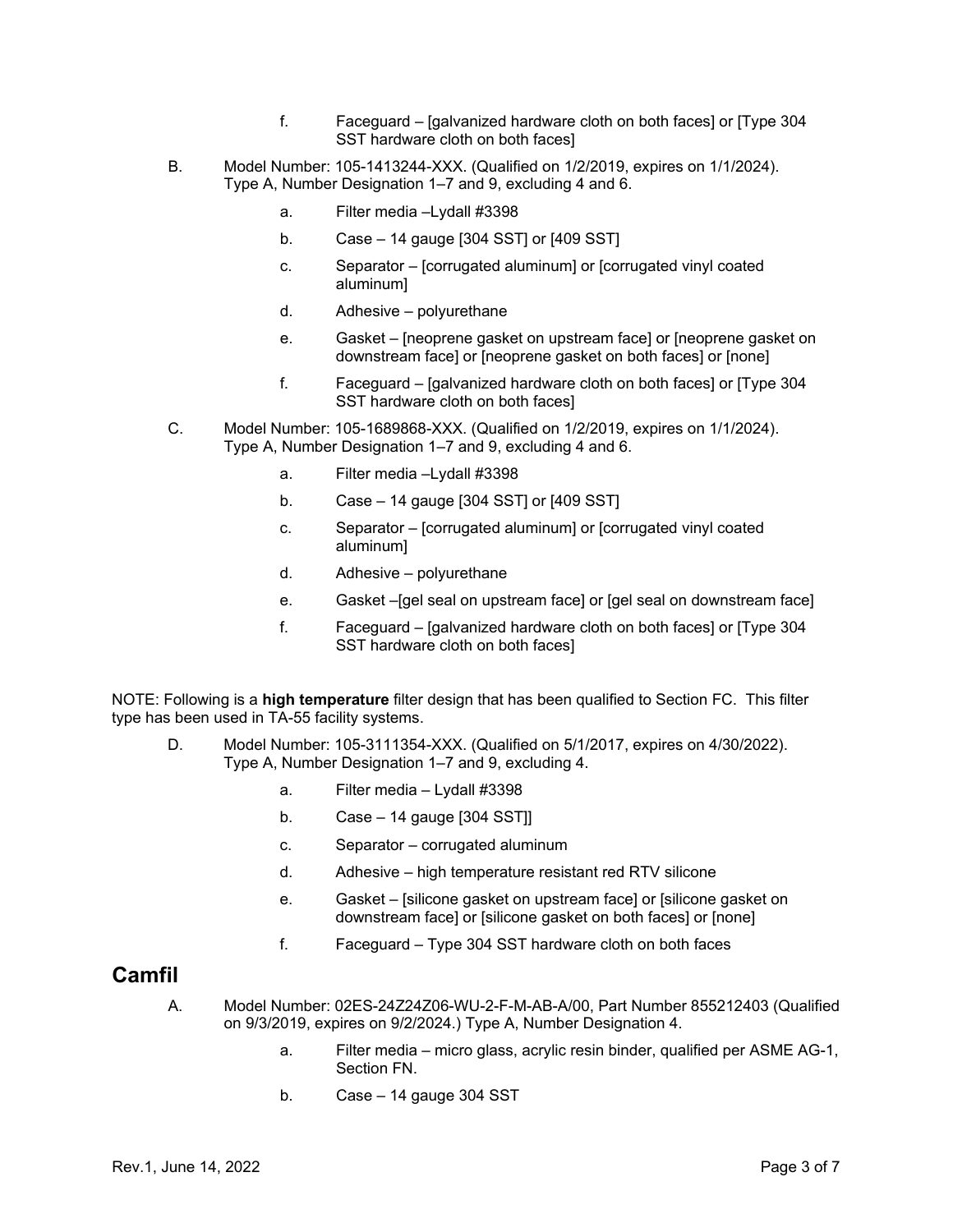f. Faceguard – [galvanized hardware cloth on both faces] or [Type 304 SST hardware cloth on both faces]

B. Model Number: 105-1413244-XXX. (Qualified on 1/2/2019, expires on 1/1/2024). Type A, Number Designation 1–7 and 9, excluding 4 and 6.

   a. Filter media –Lydall #3398

   b. Case – 14 gauge [304 SST] or [409 SST]

   c. Separator – [corrugated aluminum] or [corrugated vinyl coated aluminum]

   d. Adhesive – polyurethane

   e. Gasket – [neoprene gasket on upstream face] or [neoprene gasket on downstream face] or [neoprene gasket on both faces] or [none]

   f. Faceguard – [galvanized hardware cloth on both faces] or [Type 304 SST hardware cloth on both faces]

C. Model Number: 105-1689868-XXX. (Qualified on 1/2/2019, expires on 1/1/2024). Type A, Number Designation 1–7 and 9, excluding 4 and 6.

   a. Filter media –Lydall #3398

   b. Case – 14 gauge [304 SST] or [409 SST]

   c. Separator – [corrugated aluminum] or [corrugated vinyl coated aluminum]

   d. Adhesive – polyurethane

   e. Gasket –[gel seal on upstream face] or [gel seal on downstream face]

   f. Faceguard – [galvanized hardware cloth on both faces] or [Type 304 SST hardware cloth on both faces]

NOTE: Following is a **high temperature** filter design that has been qualified to Section FC. This filter type has been used in TA-55 facility systems.

D. Model Number: 105-3111354-XXX. (Qualified on 5/1/2017, expires on 4/30/2022). Type A, Number Designation 1–7 and 9, excluding 4.

   a. Filter media – Lydall #3398

   b. Case – 14 gauge [304 SST]]

   c. Separator – corrugated aluminum

   d. Adhesive – high temperature resistant red RTV silicone

   e. Gasket – [silicone gasket on upstream face] or [silicone gasket on downstream face] or [silicone gasket on both faces] or [none]

   f. Faceguard – Type 304 SST hardware cloth on both faces

## Camfil

A. Model Number: 02ES-24Z24Z06-WU-2-F-M-AB-A/00, Part Number 855212403 (Qualified on 9/3/2019, expires on 9/2/2024.) Type A, Number Designation 4.

   a. Filter media – micro glass, acrylic resin binder, qualified per ASME AG-1, Section FN.

   b. Case – 14 gauge 304 SST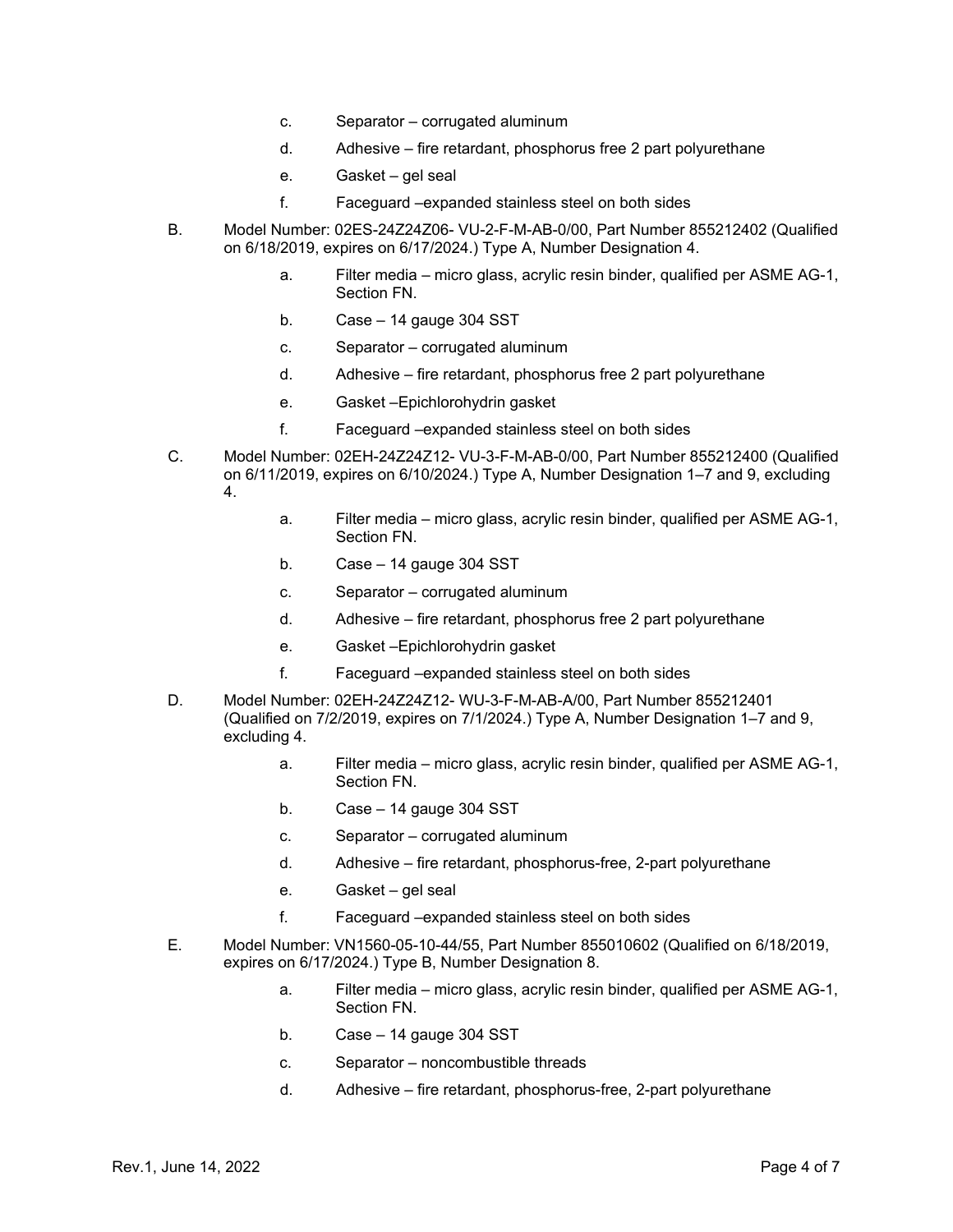c. Separator – corrugated aluminum

d. Adhesive – fire retardant, phosphorus free 2 part polyurethane

e. Gasket – gel seal

f. Faceguard –expanded stainless steel on both sides

B. Model Number: 02ES-24Z24Z06- VU-2-F-M-AB-0/00, Part Number 855212402 (Qualified on 6/18/2019, expires on 6/17/2024.) Type A, Number Designation 4.

a. Filter media – micro glass, acrylic resin binder, qualified per ASME AG-1, Section FN.

b. Case – 14 gauge 304 SST

c. Separator – corrugated aluminum

d. Adhesive – fire retardant, phosphorus free 2 part polyurethane

e. Gasket –Epichlorohydrin gasket

f. Faceguard –expanded stainless steel on both sides

C. Model Number: 02EH-24Z24Z12- VU-3-F-M-AB-0/00, Part Number 855212400 (Qualified on 6/11/2019, expires on 6/10/2024.) Type A, Number Designation 1–7 and 9, excluding 4.

a. Filter media – micro glass, acrylic resin binder, qualified per ASME AG-1, Section FN.

b. Case – 14 gauge 304 SST

c. Separator – corrugated aluminum

d. Adhesive – fire retardant, phosphorus free 2 part polyurethane

e. Gasket –Epichlorohydrin gasket

f. Faceguard –expanded stainless steel on both sides

D. Model Number: 02EH-24Z24Z12- WU-3-F-M-AB-A/00, Part Number 855212401 (Qualified on 7/2/2019, expires on 7/1/2024.) Type A, Number Designation 1–7 and 9, excluding 4.

a. Filter media – micro glass, acrylic resin binder, qualified per ASME AG-1, Section FN.

b. Case – 14 gauge 304 SST

c. Separator – corrugated aluminum

d. Adhesive – fire retardant, phosphorus-free, 2-part polyurethane

e. Gasket – gel seal

f. Faceguard –expanded stainless steel on both sides

E. Model Number: VN1560-05-10-44/55, Part Number 855010602 (Qualified on 6/18/2019, expires on 6/17/2024.) Type B, Number Designation 8.

a. Filter media – micro glass, acrylic resin binder, qualified per ASME AG-1, Section FN.

b. Case – 14 gauge 304 SST

c. Separator – noncombustible threads

d. Adhesive – fire retardant, phosphorus-free, 2-part polyurethane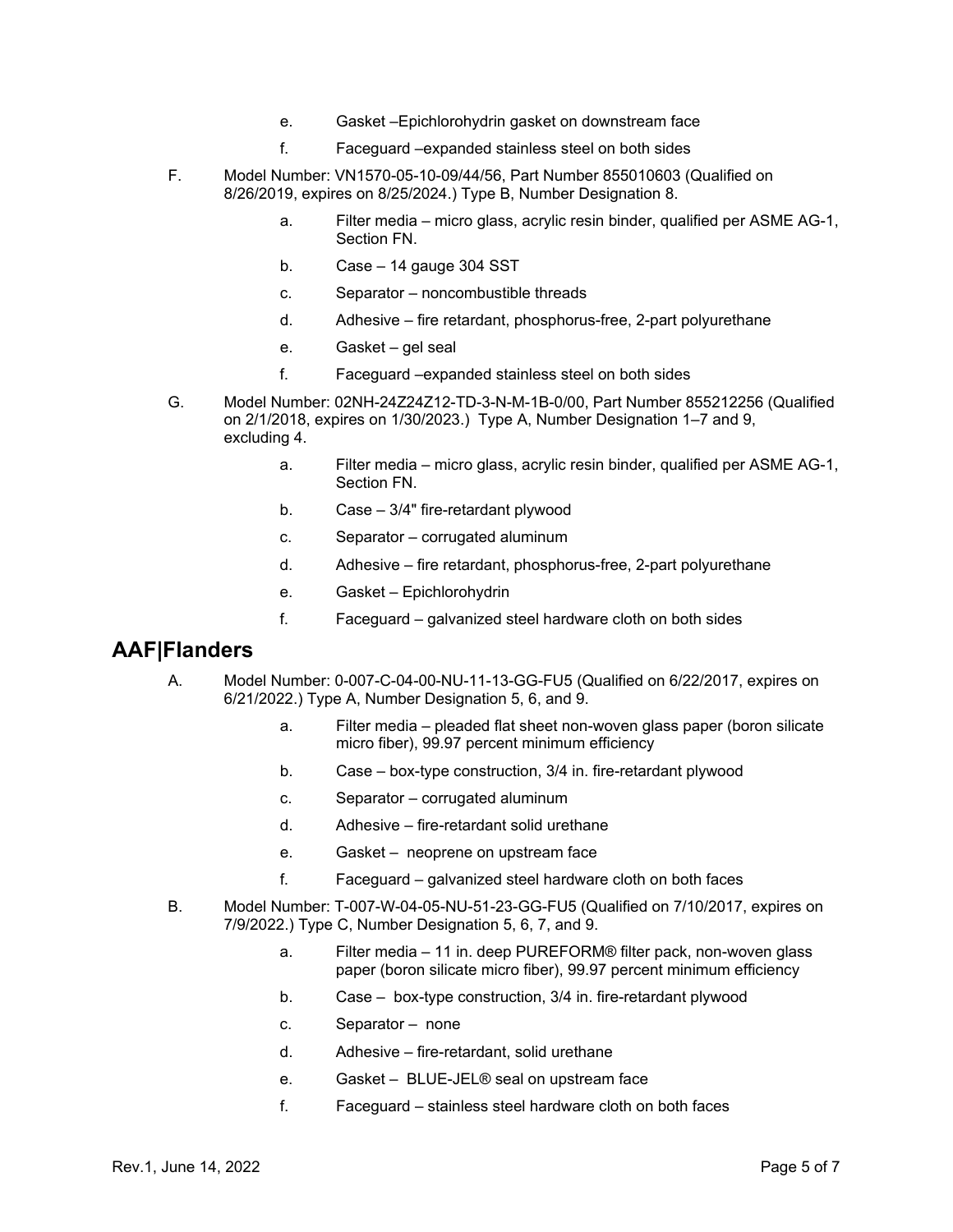e. Gasket –Epichlorohydrin gasket on downstream face

f. Faceguard –expanded stainless steel on both sides

F. Model Number: VN1570-05-10-09/44/56, Part Number 855010603 (Qualified on 8/26/2019, expires on 8/25/2024.) Type B, Number Designation 8.

a. Filter media – micro glass, acrylic resin binder, qualified per ASME AG-1, Section FN.

b. Case – 14 gauge 304 SST

c. Separator – noncombustible threads

d. Adhesive – fire retardant, phosphorus-free, 2-part polyurethane

e. Gasket – gel seal

f. Faceguard –expanded stainless steel on both sides

G. Model Number: 02NH-24Z24Z12-TD-3-N-M-1B-0/00, Part Number 855212256 (Qualified on 2/1/2018, expires on 1/30/2023.) Type A, Number Designation 1–7 and 9, excluding 4.

a. Filter media – micro glass, acrylic resin binder, qualified per ASME AG-1, Section FN.

b. Case – 3/4" fire-retardant plywood

c. Separator – corrugated aluminum

d. Adhesive – fire retardant, phosphorus-free, 2-part polyurethane

e. Gasket – Epichlorohydrin

f. Faceguard – galvanized steel hardware cloth on both sides

## AAF|Flanders

A. Model Number: 0-007-C-04-00-NU-11-13-GG-FU5 (Qualified on 6/22/2017, expires on 6/21/2022.) Type A, Number Designation 5, 6, and 9.

a. Filter media – pleaded flat sheet non-woven glass paper (boron silicate micro fiber), 99.97 percent minimum efficiency

b. Case – box-type construction, 3/4 in. fire-retardant plywood

c. Separator – corrugated aluminum

d. Adhesive – fire-retardant solid urethane

e. Gasket – neoprene on upstream face

f. Faceguard – galvanized steel hardware cloth on both faces

B. Model Number: T-007-W-04-05-NU-51-23-GG-FU5 (Qualified on 7/10/2017, expires on 7/9/2022.) Type C, Number Designation 5, 6, 7, and 9.

a. Filter media – 11 in. deep PUREFORM® filter pack, non-woven glass paper (boron silicate micro fiber), 99.97 percent minimum efficiency

b. Case – box-type construction, 3/4 in. fire-retardant plywood

c. Separator – none

d. Adhesive – fire-retardant, solid urethane

e. Gasket – BLUE-JEL® seal on upstream face

f. Faceguard – stainless steel hardware cloth on both faces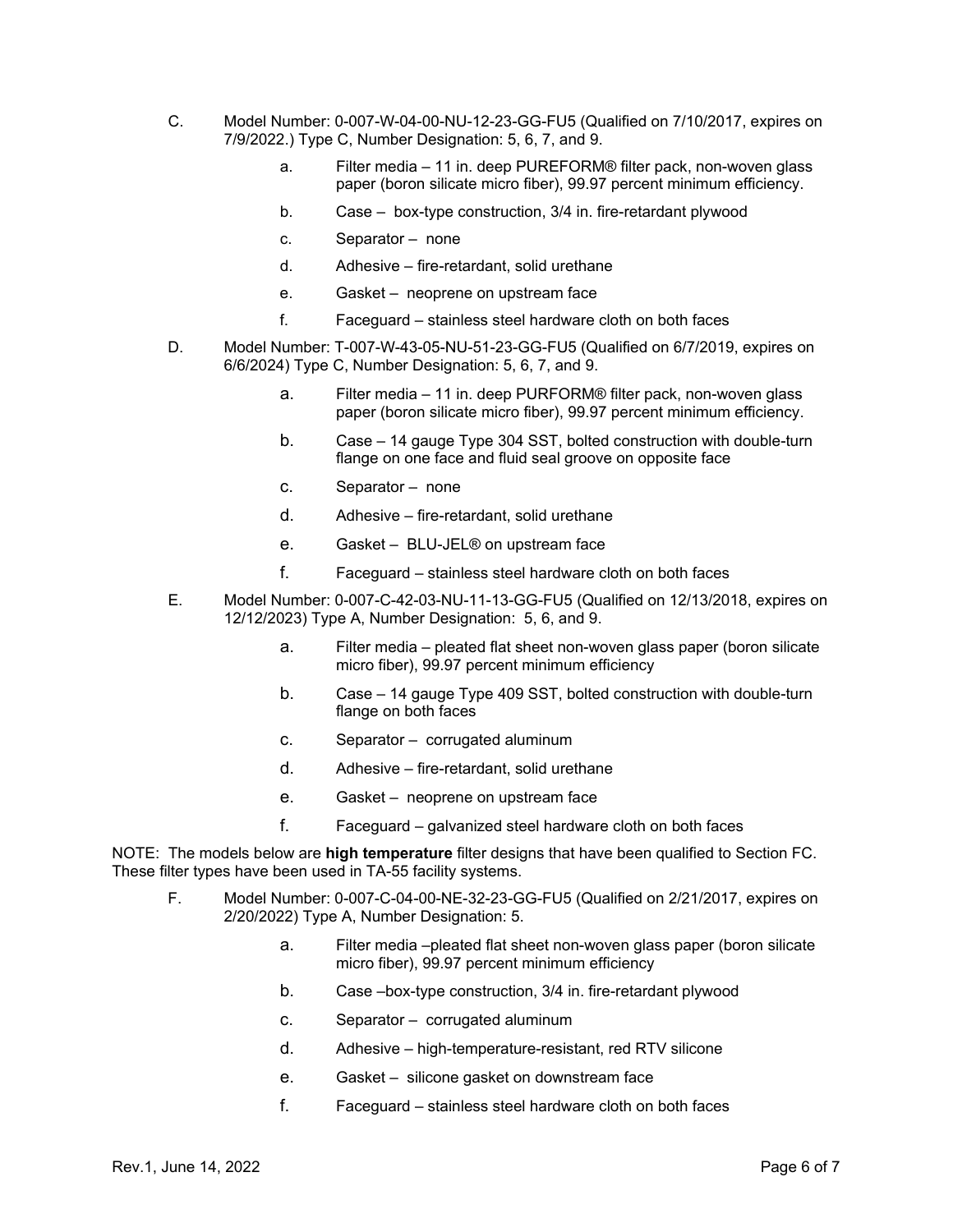C. Model Number: 0-007-W-04-00-NU-12-23-GG-FU5 (Qualified on 7/10/2017, expires on 7/9/2022.) Type C, Number Designation: 5, 6, 7, and 9.

   a. Filter media – 11 in. deep PUREFORM® filter pack, non-woven glass paper (boron silicate micro fiber), 99.97 percent minimum efficiency.

   b. Case – box-type construction, 3/4 in. fire-retardant plywood

   c. Separator – none

   d. Adhesive – fire-retardant, solid urethane

   e. Gasket – neoprene on upstream face

   f. Faceguard – stainless steel hardware cloth on both faces

D. Model Number: T-007-W-43-05-NU-51-23-GG-FU5 (Qualified on 6/7/2019, expires on 6/6/2024) Type C, Number Designation: 5, 6, 7, and 9.

   a. Filter media – 11 in. deep PURFORM® filter pack, non-woven glass paper (boron silicate micro fiber), 99.97 percent minimum efficiency.

   b. Case – 14 gauge Type 304 SST, bolted construction with double-turn flange on one face and fluid seal groove on opposite face

   c. Separator – none

   d. Adhesive – fire-retardant, solid urethane

   e. Gasket – BLU-JEL® on upstream face

   f. Faceguard – stainless steel hardware cloth on both faces

E. Model Number: 0-007-C-42-03-NU-11-13-GG-FU5 (Qualified on 12/13/2018, expires on 12/12/2023) Type A, Number Designation: 5, 6, and 9.

   a. Filter media – pleated flat sheet non-woven glass paper (boron silicate micro fiber), 99.97 percent minimum efficiency

   b. Case – 14 gauge Type 409 SST, bolted construction with double-turn flange on both faces

   c. Separator – corrugated aluminum

   d. Adhesive – fire-retardant, solid urethane

   e. Gasket – neoprene on upstream face

   f. Faceguard – galvanized steel hardware cloth on both faces

NOTE: The models below are **high temperature** filter designs that have been qualified to Section FC. These filter types have been used in TA-55 facility systems.

F. Model Number: 0-007-C-04-00-NE-32-23-GG-FU5 (Qualified on 2/21/2017, expires on 2/20/2022) Type A, Number Designation: 5.

   a. Filter media –pleated flat sheet non-woven glass paper (boron silicate micro fiber), 99.97 percent minimum efficiency

   b. Case –box-type construction, 3/4 in. fire-retardant plywood

   c. Separator – corrugated aluminum

   d. Adhesive – high-temperature-resistant, red RTV silicone

   e. Gasket – silicone gasket on downstream face

   f. Faceguard – stainless steel hardware cloth on both faces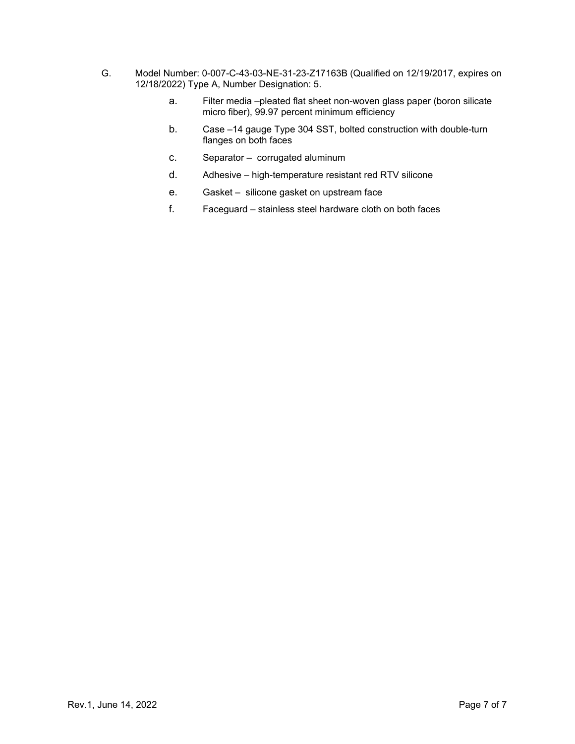G. Model Number: 0-007-C-43-03-NE-31-23-Z17163B (Qualified on 12/19/2017, expires on 12/18/2022) Type A, Number Designation: 5.

   a. Filter media –pleated flat sheet non-woven glass paper (boron silicate micro fiber), 99.97 percent minimum efficiency

   b. Case –14 gauge Type 304 SST, bolted construction with double-turn flanges on both faces

   c. Separator – corrugated aluminum

   d. Adhesive – high-temperature resistant red RTV silicone

   e. Gasket – silicone gasket on upstream face

   f. Faceguard – stainless steel hardware cloth on both faces